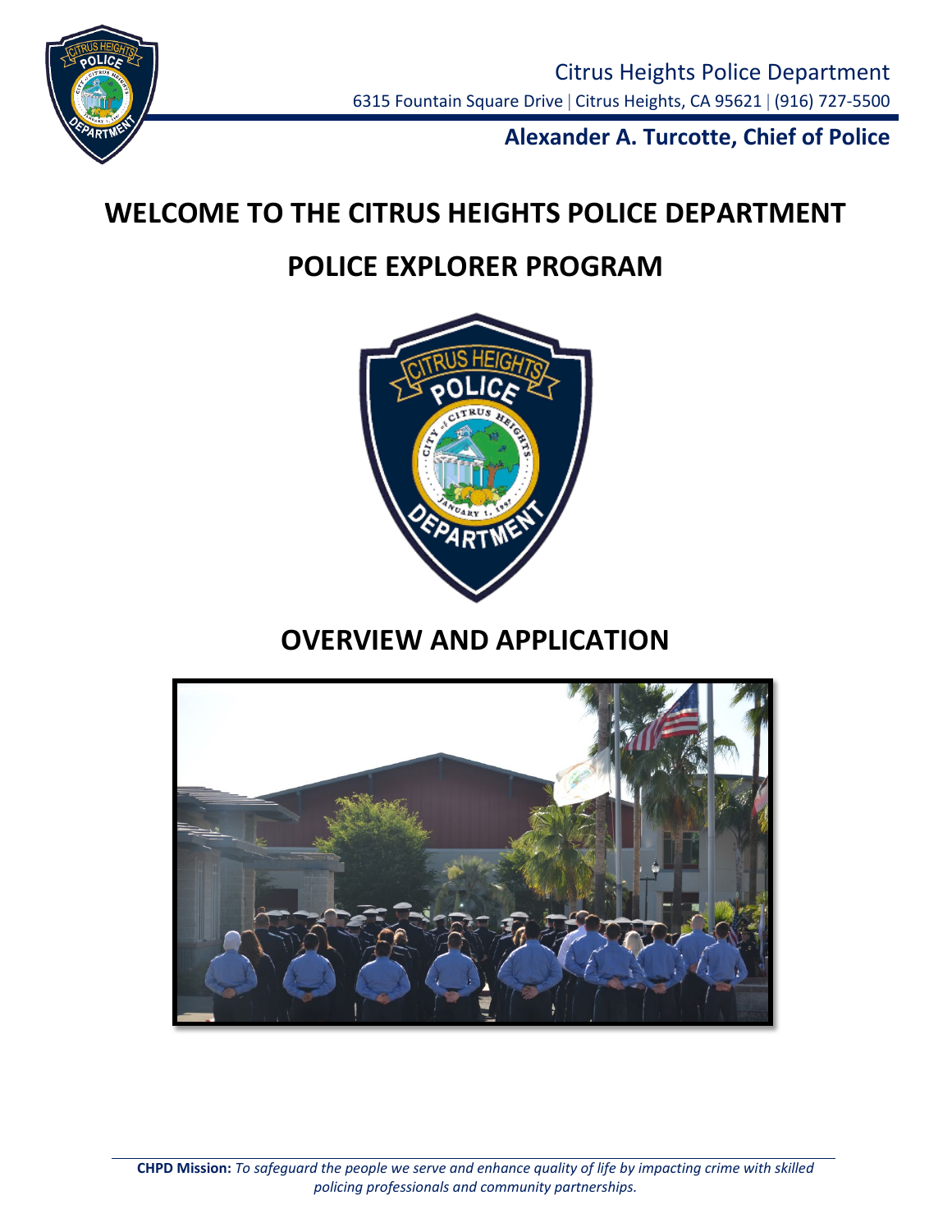Citrus Heights Police Department

6315 Fountain Square Drive | Citrus Heights, CA 95621 | (916) 727-5500

**Alexander A. Turcotte, Chief of Police**

# WELCOME TO THE CITRUS HEIGHTS POLICE DEPARTMENT

# POLICE EXPLORER PROGRAM

# OVERVIEW AND APPLICATION

**CHPD Mission:** *To safeguard the people we serve and enhance quality of life by impacting crime with skilled policing professionals and community partnerships.*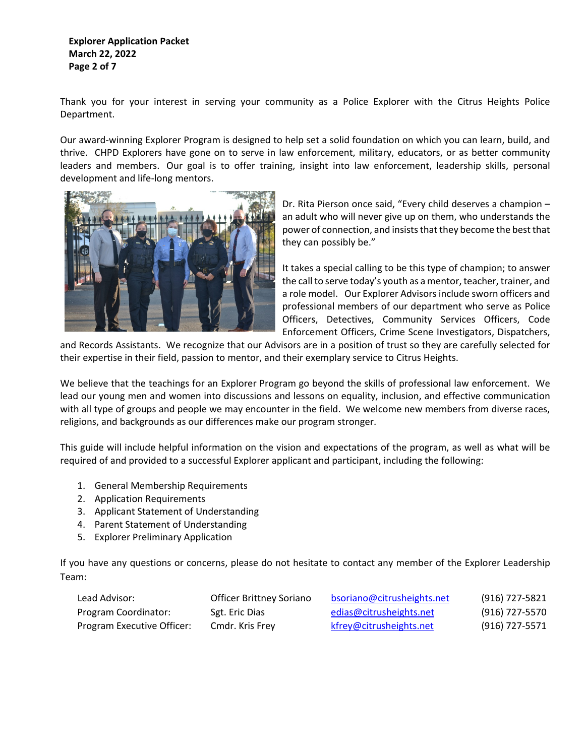Thank you for your interest in serving your community as a Police Explorer with the Citrus Heights Police Department.

Our award-winning Explorer Program is designed to help set a solid foundation on which you can learn, build, and thrive. CHPD Explorers have gone on to serve in law enforcement, military, educators, or as better community leaders and members. Our goal is to offer training, insight into law enforcement, leadership skills, personal development and life-long mentors.

Dr. Rita Pierson once said, "Every child deserves a champion – an adult who will never give up on them, who understands the power of connection, and insists that they become the best that they can possibly be."

It takes a special calling to be this type of champion; to answer the call to serve today's youth as a mentor, teacher, trainer, and a role model. Our Explorer Advisors include sworn officers and professional members of our department who serve as Police Officers, Detectives, Community Services Officers, Code Enforcement Officers, Crime Scene Investigators, Dispatchers, and Records Assistants. We recognize that our Advisors are in a position of trust so they are carefully selected for their expertise in their field, passion to mentor, and their exemplary service to Citrus Heights.

We believe that the teachings for an Explorer Program go beyond the skills of professional law enforcement. We lead our young men and women into discussions and lessons on equality, inclusion, and effective communication with all type of groups and people we may encounter in the field. We welcome new members from diverse races, religions, and backgrounds as our differences make our program stronger.

This guide will include helpful information on the vision and expectations of the program, as well as what will be required of and provided to a successful Explorer applicant and participant, including the following:

1. General Membership Requirements
2. Application Requirements
3. Applicant Statement of Understanding
4. Parent Statement of Understanding
5. Explorer Preliminary Application

If you have any questions or concerns, please do not hesitate to contact any member of the Explorer Leadership Team:

| | | | |
|---|---|---|---|
| Lead Advisor: | Officer Brittney Soriano | bsoriano@citrusheights.net | (916) 727-5821 |
| Program Coordinator: | Sgt. Eric Dias | edias@citrusheights.net | (916) 727-5570 |
| Program Executive Officer: | Cmdr. Kris Frey | kfrey@citrusheights.net | (916) 727-5571 |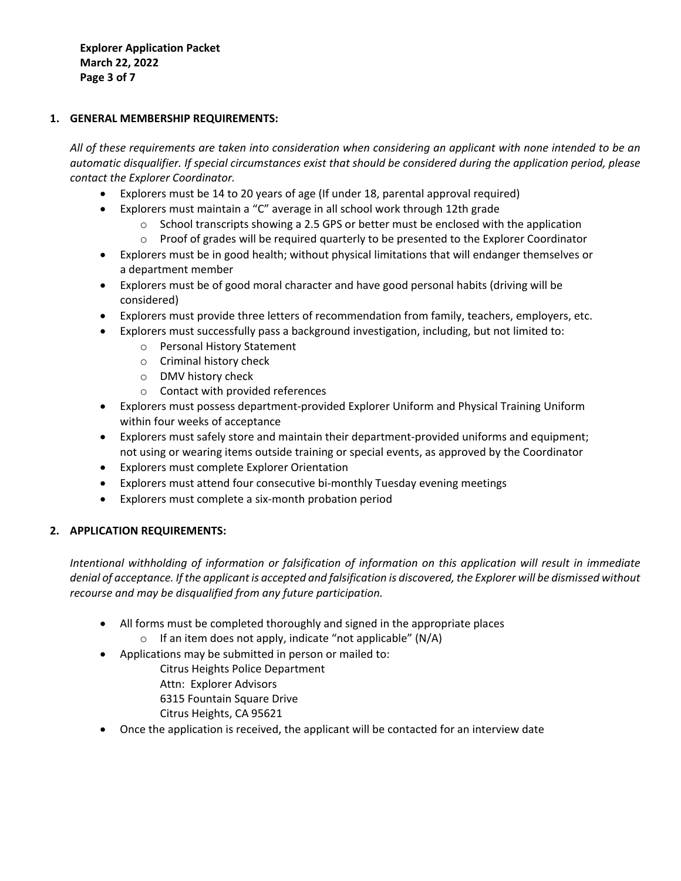## 1. GENERAL MEMBERSHIP REQUIREMENTS:

*All of these requirements are taken into consideration when considering an applicant with none intended to be an automatic disqualifier. If special circumstances exist that should be considered during the application period, please contact the Explorer Coordinator.*

- Explorers must be 14 to 20 years of age (If under 18, parental approval required)
- Explorers must maintain a "C" average in all school work through 12th grade
  - School transcripts showing a 2.5 GPS or better must be enclosed with the application
  - Proof of grades will be required quarterly to be presented to the Explorer Coordinator
- Explorers must be in good health; without physical limitations that will endanger themselves or a department member
- Explorers must be of good moral character and have good personal habits (driving will be considered)
- Explorers must provide three letters of recommendation from family, teachers, employers, etc.
- Explorers must successfully pass a background investigation, including, but not limited to:
  - Personal History Statement
  - Criminal history check
  - DMV history check
  - Contact with provided references
- Explorers must possess department-provided Explorer Uniform and Physical Training Uniform within four weeks of acceptance
- Explorers must safely store and maintain their department-provided uniforms and equipment; not using or wearing items outside training or special events, as approved by the Coordinator
- Explorers must complete Explorer Orientation
- Explorers must attend four consecutive bi-monthly Tuesday evening meetings
- Explorers must complete a six-month probation period

## 2. APPLICATION REQUIREMENTS:

*Intentional withholding of information or falsification of information on this application will result in immediate denial of acceptance. If the applicant is accepted and falsification is discovered, the Explorer will be dismissed without recourse and may be disqualified from any future participation.*

- All forms must be completed thoroughly and signed in the appropriate places
  - If an item does not apply, indicate "not applicable" (N/A)
- Applications may be submitted in person or mailed to:

  Citrus Heights Police Department
  Attn: Explorer Advisors
  6315 Fountain Square Drive
  Citrus Heights, CA 95621

- Once the application is received, the applicant will be contacted for an interview date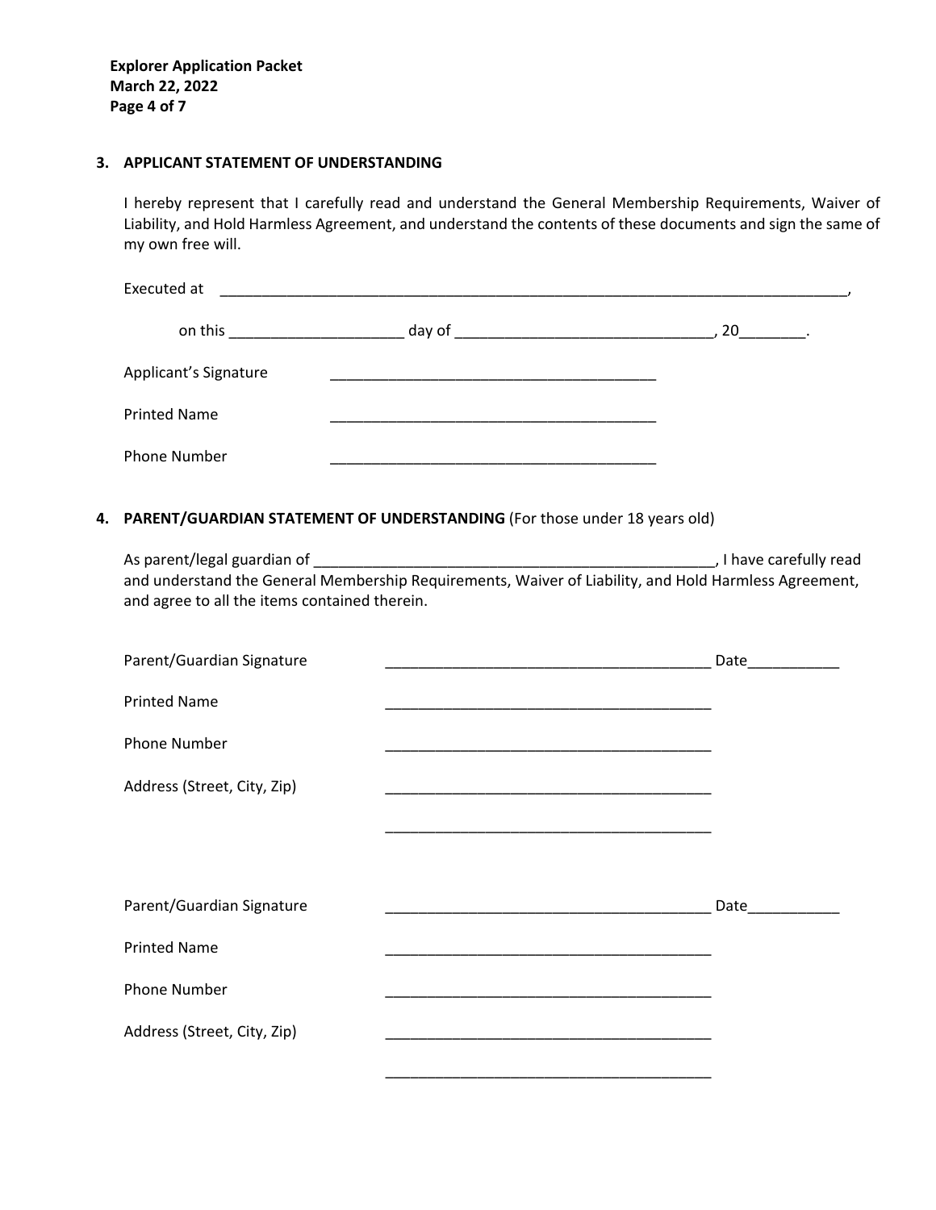## 3. APPLICANT STATEMENT OF UNDERSTANDING

I hereby represent that I carefully read and understand the General Membership Requirements, Waiver of Liability, and Hold Harmless Agreement, and understand the contents of these documents and sign the same of my own free will.

Executed at ______________________________________________________________________________,

on this _____________________ day of _______________________________, 20________.

Applicant's Signature ________________________________________

Printed Name ________________________________________

Phone Number ________________________________________

## 4. PARENT/GUARDIAN STATEMENT OF UNDERSTANDING (For those under 18 years old)

As parent/legal guardian of __________________________________________________, I have carefully read and understand the General Membership Requirements, Waiver of Liability, and Hold Harmless Agreement, and agree to all the items contained therein.

Parent/Guardian Signature ________________________________________ Date___________

Printed Name ________________________________________

Phone Number ________________________________________

Address (Street, City, Zip) ________________________________________

________________________________________

Parent/Guardian Signature ________________________________________ Date___________

Printed Name ________________________________________

Phone Number ________________________________________

Address (Street, City, Zip) ________________________________________

________________________________________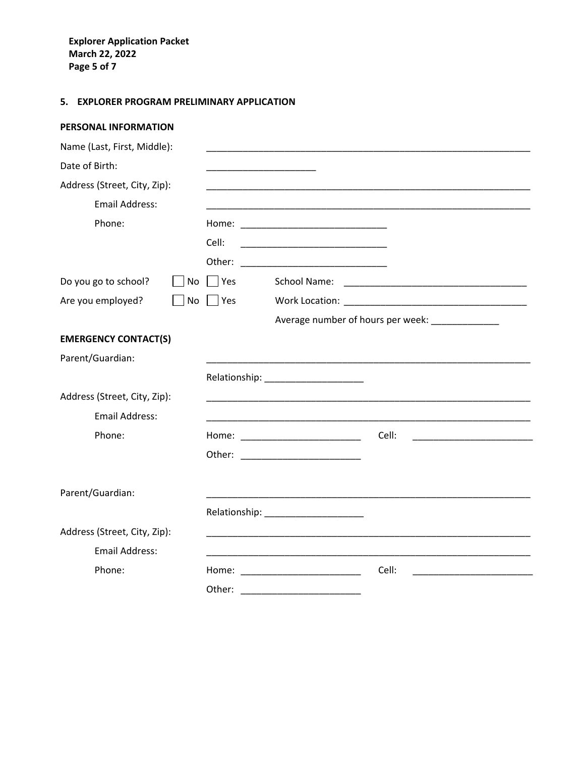## 5. EXPLORER PROGRAM PRELIMINARY APPLICATION

### PERSONAL INFORMATION

Name (Last, First, Middle): ______________________________________________________________

Date of Birth: ____________________

Address (Street, City, Zip): ______________________________________________________________

Email Address: ______________________________________________________________

Phone:
Home: ___________________________
Cell: ___________________________
Other: ___________________________

Do you go to school? ☐ No ☐ Yes School Name: _________________________________

Are you employed? ☐ No ☐ Yes Work Location: _________________________________

Average number of hours per week: ____________

### EMERGENCY CONTACT(S)

Parent/Guardian: ______________________________________________________________

Relationship: __________________

Address (Street, City, Zip): ______________________________________________________________

Email Address: ______________________________________________________________

Phone:
Home: ______________________ Cell: ______________________
Other: ______________________

Parent/Guardian: ______________________________________________________________

Relationship: __________________

Address (Street, City, Zip): ______________________________________________________________

Email Address: ______________________________________________________________

Phone:
Home: ______________________ Cell: ______________________
Other: ______________________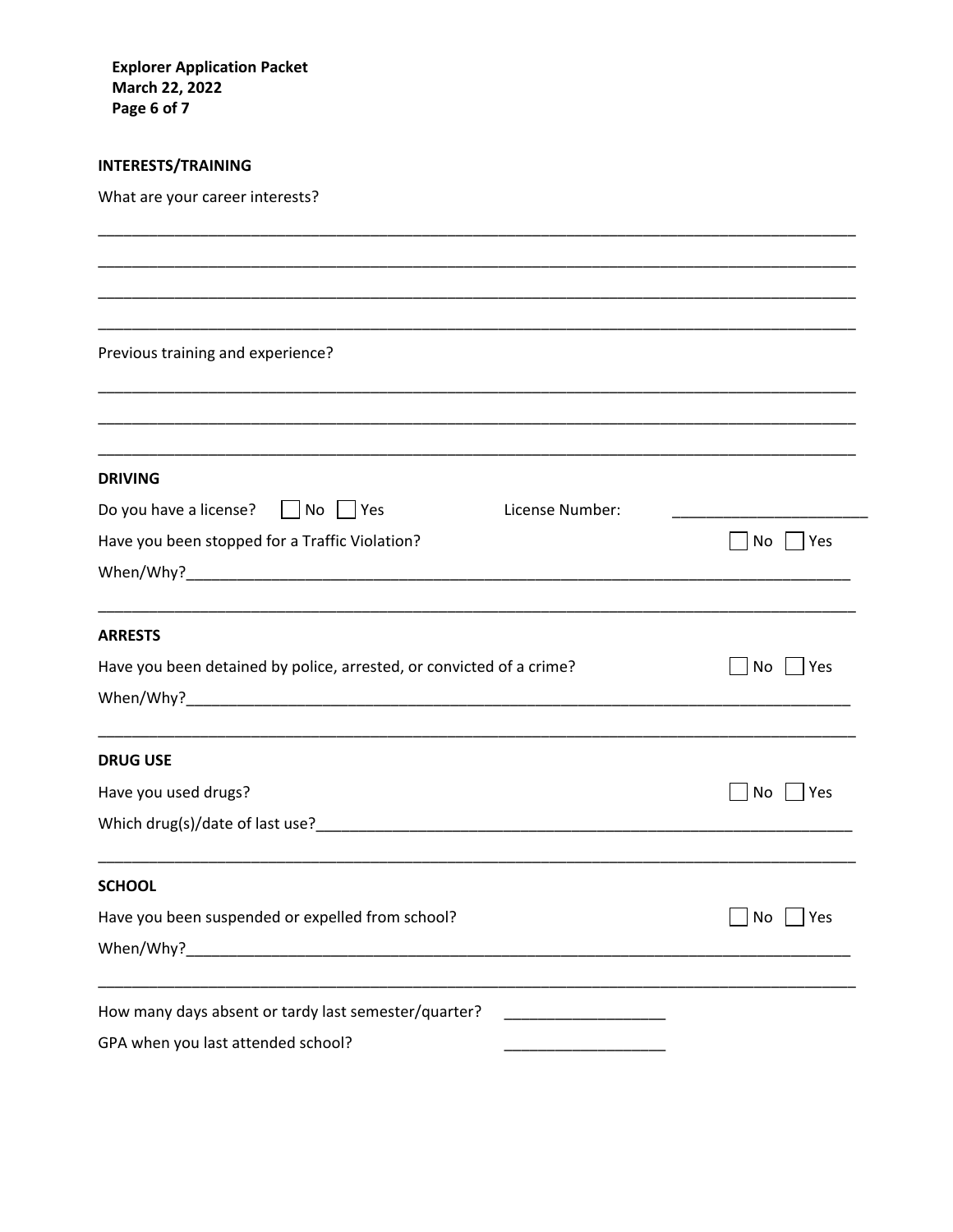## INTERESTS/TRAINING

What are your career interests?

____________________________________________________________________________________

____________________________________________________________________________________

____________________________________________________________________________________

____________________________________________________________________________________

Previous training and experience?

____________________________________________________________________________________

____________________________________________________________________________________

____________________________________________________________________________________

## DRIVING

Do you have a license? ☐ No ☐ Yes License Number: ______________________

Have you been stopped for a Traffic Violation? ☐ No ☐ Yes

When/Why?___________________________________________________________________________

____________________________________________________________________________________

## ARRESTS

Have you been detained by police, arrested, or convicted of a crime? ☐ No ☐ Yes

When/Why?___________________________________________________________________________

____________________________________________________________________________________

## DRUG USE

Have you used drugs? ☐ No ☐ Yes

Which drug(s)/date of last use?______________________________________________________

____________________________________________________________________________________

## SCHOOL

Have you been suspended or expelled from school? ☐ No ☐ Yes

When/Why?___________________________________________________________________________

____________________________________________________________________________________

How many days absent or tardy last semester/quarter? ___________________

GPA when you last attended school? ___________________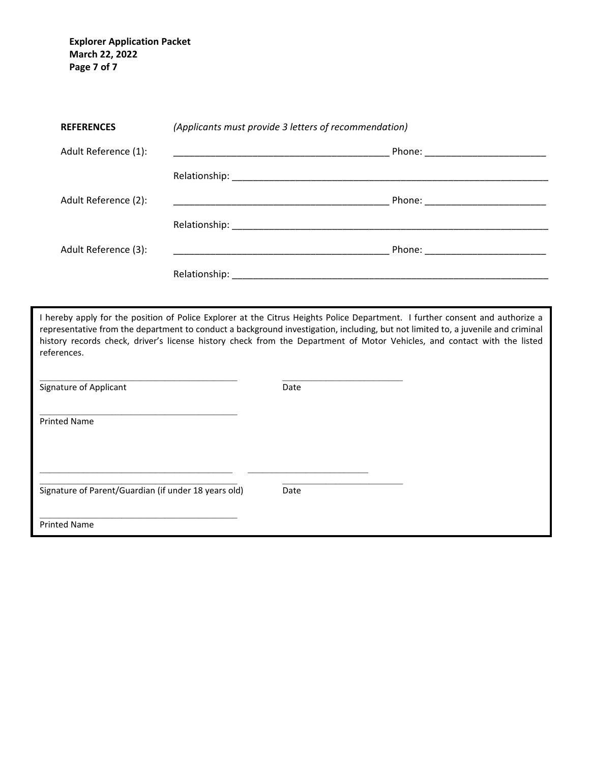**REFERENCES** *(Applicants must provide 3 letters of recommendation)*

Adult Reference (1): ________________________________________ Phone: _______________________

Relationship: ______________________________________________________________

Adult Reference (2): ________________________________________ Phone: _______________________

Relationship: ______________________________________________________________

Adult Reference (3): ________________________________________ Phone: _______________________

Relationship: ______________________________________________________________

I hereby apply for the position of Police Explorer at the Citrus Heights Police Department. I further consent and authorize a representative from the department to conduct a background investigation, including, but not limited to, a juvenile and criminal history records check, driver's license history check from the Department of Motor Vehicles, and contact with the listed references.

__________________________________________ __________________________

Signature of Applicant Date

__________________________________________

Printed Name

__________________________________________ __________________________

Signature of Parent/Guardian (if under 18 years old) Date

__________________________________________

Printed Name